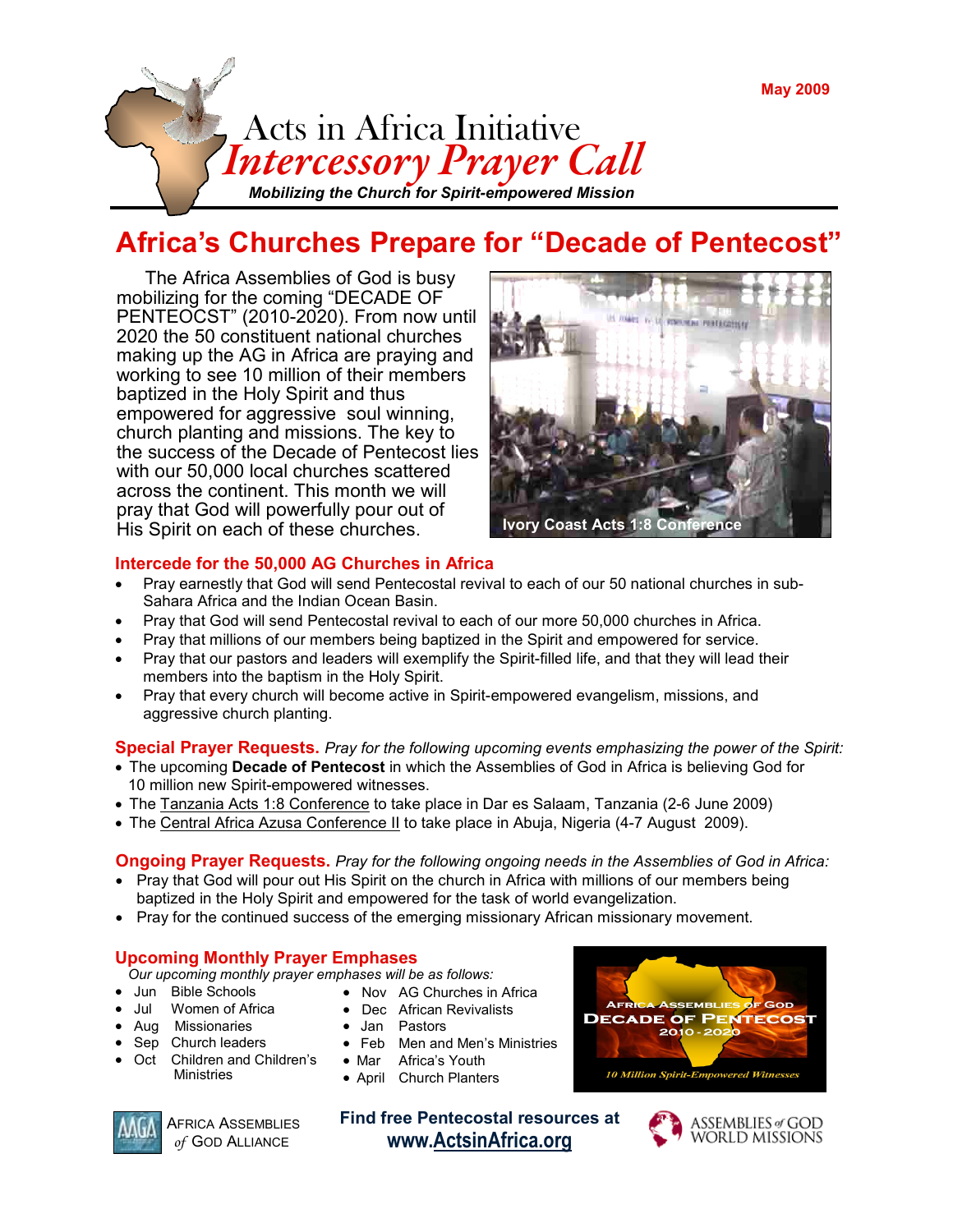May 2009

# Acts in Africa Initiative
## *Intercessory Prayer Call*

***Mobilizing the Church for Spirit-empowered Mission***

## Africa's Churches Prepare for "Decade of Pentecost"

The Africa Assemblies of God is busy mobilizing for the coming "DECADE OF PENTEOCST" (2010-2020). From now until 2020 the 50 constituent national churches making up the AG in Africa are praying and working to see 10 million of their members baptized in the Holy Spirit and thus empowered for aggressive soul winning, church planting and missions. The key to the success of the Decade of Pentecost lies with our 50,000 local churches scattered across the continent. This month we will pray that God will powerfully pour out of His Spirit on each of these churches.

Ivory Coast Acts 1:8 Conference

### Intercede for the 50,000 AG Churches in Africa

- Pray earnestly that God will send Pentecostal revival to each of our 50 national churches in sub-Sahara Africa and the Indian Ocean Basin.
- Pray that God will send Pentecostal revival to each of our more 50,000 churches in Africa.
- Pray that millions of our members being baptized in the Spirit and empowered for service.
- Pray that our pastors and leaders will exemplify the Spirit-filled life, and that they will lead their members into the baptism in the Holy Spirit.
- Pray that every church will become active in Spirit-empowered evangelism, missions, and aggressive church planting.

**Special Prayer Requests.** *Pray for the following upcoming events emphasizing the power of the Spirit:*

- The upcoming **Decade of Pentecost** in which the Assemblies of God in Africa is believing God for 10 million new Spirit-empowered witnesses.
- The Tanzania Acts 1:8 Conference to take place in Dar es Salaam, Tanzania (2-6 June 2009)
- The Central Africa Azusa Conference II to take place in Abuja, Nigeria (4-7 August 2009).

**Ongoing Prayer Requests.** *Pray for the following ongoing needs in the Assemblies of God in Africa:*

- Pray that God will pour out His Spirit on the church in Africa with millions of our members being baptized in the Holy Spirit and empowered for the task of world evangelization.
- Pray for the continued success of the emerging missionary African missionary movement.

### Upcoming Monthly Prayer Emphases

*Our upcoming monthly prayer emphases will be as follows:*

- Jun Bible Schools
- Jul Women of Africa
- Aug Missionaries
- Sep Church leaders
- Oct Children and Children's Ministries
- Nov AG Churches in Africa
- Dec African Revivalists
- Jan Pastors
- Feb Men and Men's Ministries
- Mar Africa's Youth
- April Church Planters

Africa Assemblies of God Decade of Pentecost 2010 - 2020

*10 Million Spirit-Empowered Witnesses*

Africa Assemblies of God Alliance

**Find free Pentecostal resources at www.ActsinAfrica.org**

Assemblies of God World Missions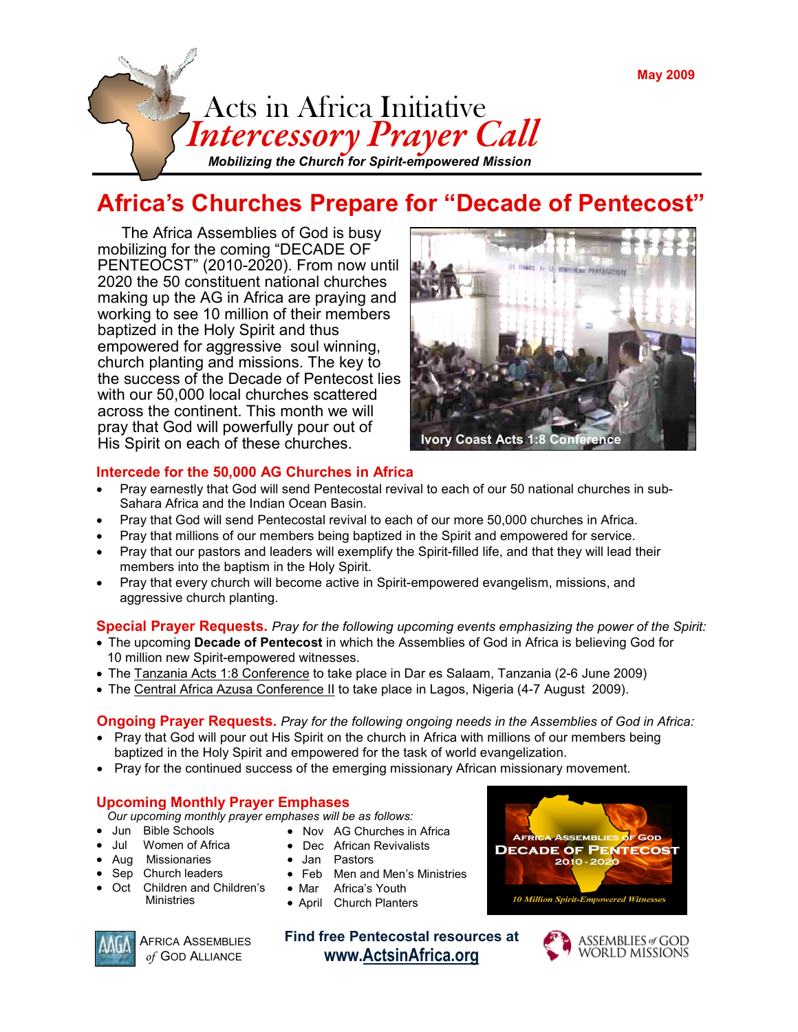May 2009

# Acts in Africa Initiative
## *Intercessory Prayer Call*

***Mobilizing the Church for Spirit-empowered Mission***

# Africa's Churches Prepare for "Decade of Pentecost"

The Africa Assemblies of God is busy mobilizing for the coming "DECADE OF PENTEOCST" (2010-2020). From now until 2020 the 50 constituent national churches making up the AG in Africa are praying and working to see 10 million of their members baptized in the Holy Spirit and thus empowered for aggressive soul winning, church planting and missions. The key to the success of the Decade of Pentecost lies with our 50,000 local churches scattered across the continent. This month we will pray that God will powerfully pour out of His Spirit on each of these churches.

Ivory Coast Acts 1:8 Conference

### Intercede for the 50,000 AG Churches in Africa

- Pray earnestly that God will send Pentecostal revival to each of our 50 national churches in sub-Sahara Africa and the Indian Ocean Basin.
- Pray that God will send Pentecostal revival to each of our more 50,000 churches in Africa.
- Pray that millions of our members being baptized in the Spirit and empowered for service.
- Pray that our pastors and leaders will exemplify the Spirit-filled life, and that they will lead their members into the baptism in the Holy Spirit.
- Pray that every church will become active in Spirit-empowered evangelism, missions, and aggressive church planting.

**Special Prayer Requests.** *Pray for the following upcoming events emphasizing the power of the Spirit:*

- The upcoming **Decade of Pentecost** in which the Assemblies of God in Africa is believing God for 10 million new Spirit-empowered witnesses.
- The Tanzania Acts 1:8 Conference to take place in Dar es Salaam, Tanzania (2-6 June 2009)
- The Central Africa Azusa Conference II to take place in Lagos, Nigeria (4-7 August 2009).

**Ongoing Prayer Requests.** *Pray for the following ongoing needs in the Assemblies of God in Africa:*

- Pray that God will pour out His Spirit on the church in Africa with millions of our members being baptized in the Holy Spirit and empowered for the task of world evangelization.
- Pray for the continued success of the emerging missionary African missionary movement.

### Upcoming Monthly Prayer Emphases

*Our upcoming monthly prayer emphases will be as follows:*

- Jun Bible Schools
- Jul Women of Africa
- Aug Missionaries
- Sep Church leaders
- Oct Children and Children's Ministries
- Nov AG Churches in Africa
- Dec African Revivalists
- Jan Pastors
- Feb Men and Men's Ministries
- Mar Africa's Youth
- April Church Planters

Africa Assemblies of God Decade of Pentecost 2010 - 2020

*10 Million Spirit-Empowered Witnesses*

Africa Assemblies of God Alliance

**Find free Pentecostal resources at www.ActsinAfrica.org**

Assemblies of God World Missions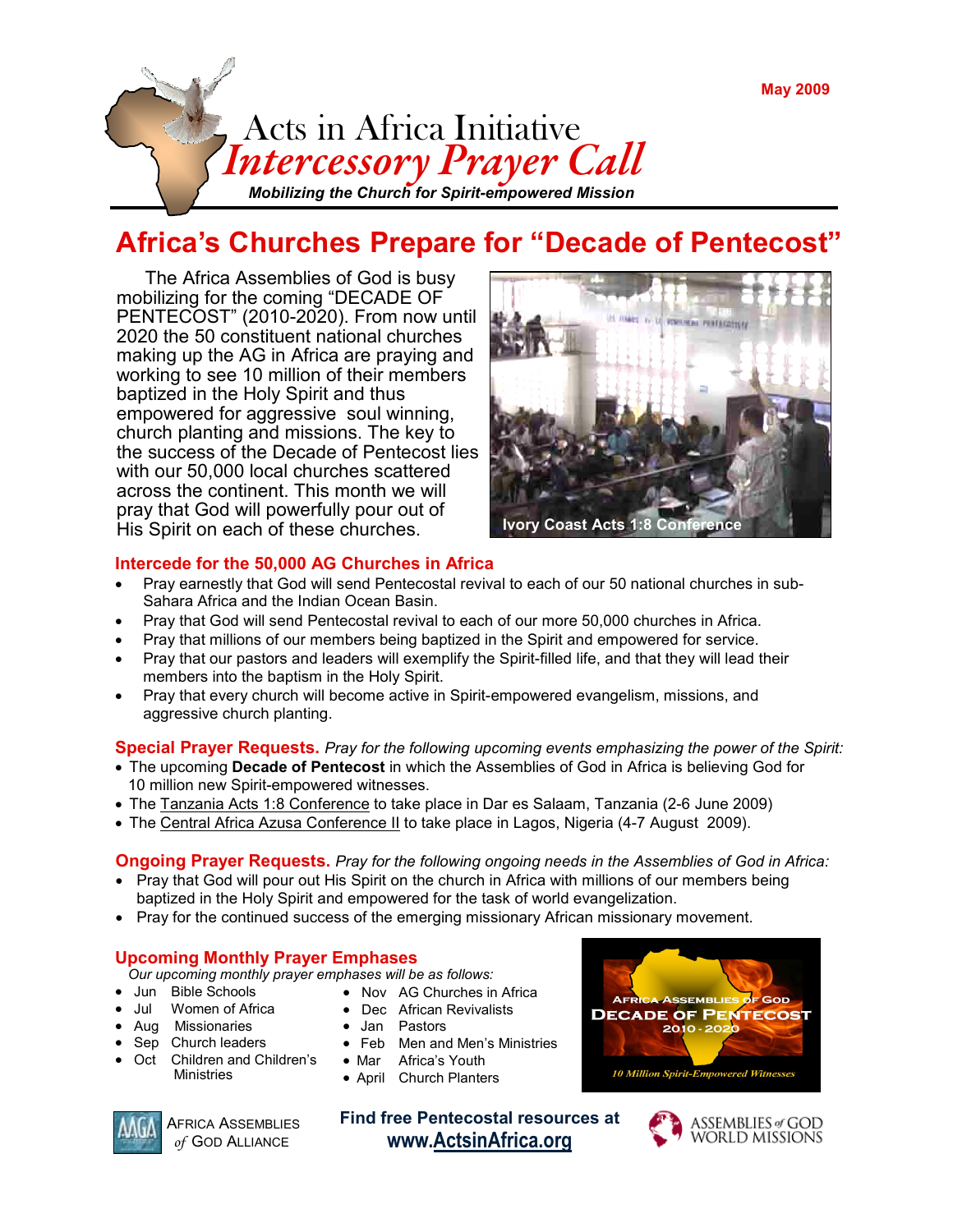May 2009

# Acts in Africa Initiative
## *Intercessory Prayer Call*

***Mobilizing the Church for Spirit-empowered Mission***

# Africa's Churches Prepare for "Decade of Pentecost"

The Africa Assemblies of God is busy mobilizing for the coming "DECADE OF PENTECOST" (2010-2020). From now until 2020 the 50 constituent national churches making up the AG in Africa are praying and working to see 10 million of their members baptized in the Holy Spirit and thus empowered for aggressive soul winning, church planting and missions. The key to the success of the Decade of Pentecost lies with our 50,000 local churches scattered across the continent. This month we will pray that God will powerfully pour out of His Spirit on each of these churches.

Ivory Coast Acts 1:8 Conference

### Intercede for the 50,000 AG Churches in Africa

- Pray earnestly that God will send Pentecostal revival to each of our 50 national churches in sub-Sahara Africa and the Indian Ocean Basin.
- Pray that God will send Pentecostal revival to each of our more 50,000 churches in Africa.
- Pray that millions of our members being baptized in the Spirit and empowered for service.
- Pray that our pastors and leaders will exemplify the Spirit-filled life, and that they will lead their members into the baptism in the Holy Spirit.
- Pray that every church will become active in Spirit-empowered evangelism, missions, and aggressive church planting.

**Special Prayer Requests.** *Pray for the following upcoming events emphasizing the power of the Spirit:*

- The upcoming **Decade of Pentecost** in which the Assemblies of God in Africa is believing God for 10 million new Spirit-empowered witnesses.
- The Tanzania Acts 1:8 Conference to take place in Dar es Salaam, Tanzania (2-6 June 2009)
- The Central Africa Azusa Conference II to take place in Lagos, Nigeria (4-7 August 2009).

**Ongoing Prayer Requests.** *Pray for the following ongoing needs in the Assemblies of God in Africa:*

- Pray that God will pour out His Spirit on the church in Africa with millions of our members being baptized in the Holy Spirit and empowered for the task of world evangelization.
- Pray for the continued success of the emerging missionary African missionary movement.

### Upcoming Monthly Prayer Emphases

*Our upcoming monthly prayer emphases will be as follows:*

- Jun Bible Schools
- Jul Women of Africa
- Aug Missionaries
- Sep Church leaders
- Oct Children and Children's Ministries
- Nov AG Churches in Africa
- Dec African Revivalists
- Jan Pastors
- Feb Men and Men's Ministries
- Mar Africa's Youth
- April Church Planters

Africa Assemblies of God
Decade of Pentecost
2010 - 2020
*10 Million Spirit-Empowered Witnesses*

Africa Assemblies of God Alliance

**Find free Pentecostal resources at www.ActsinAfrica.org**

Assemblies of God World Missions